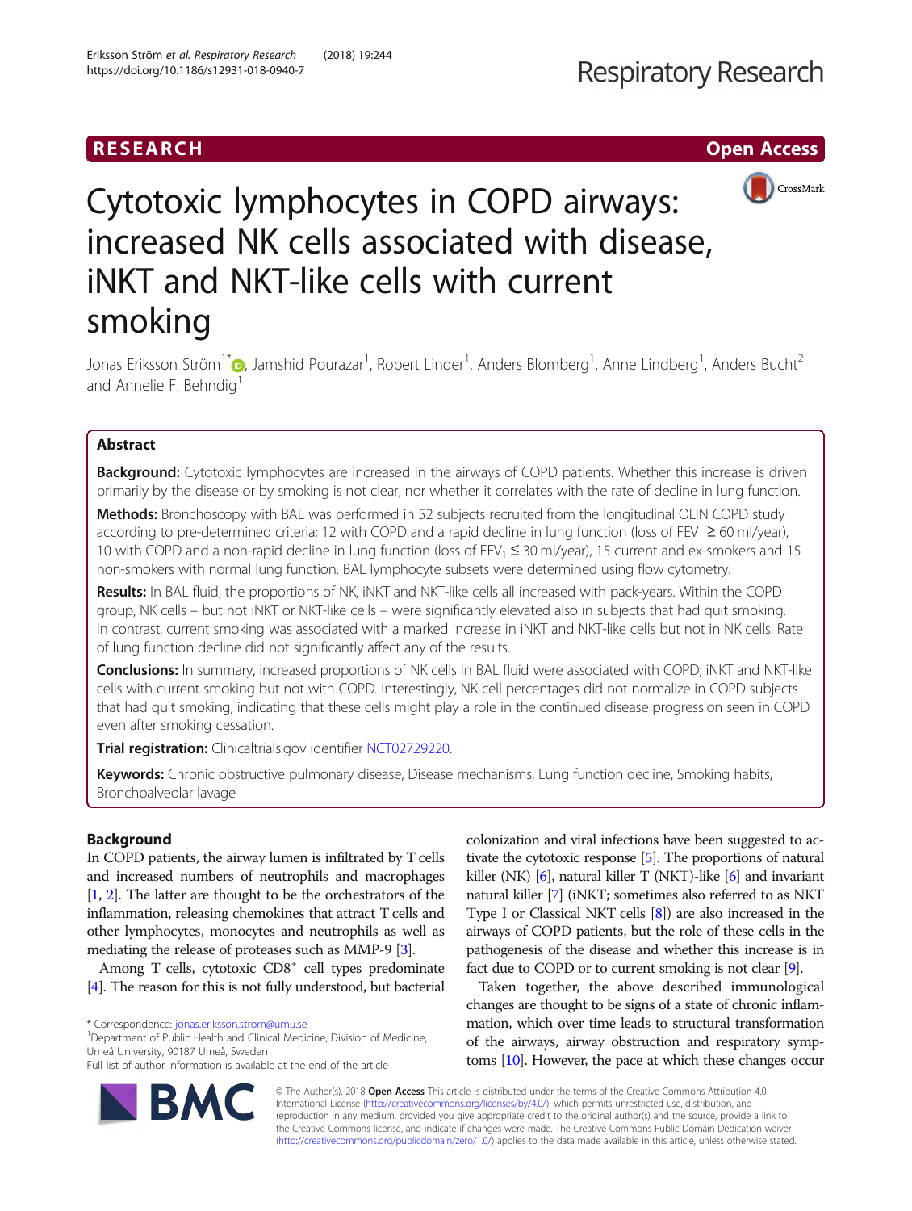RESEARCH

Open Access

# Cytotoxic lymphocytes in COPD airways: increased NK cells associated with disease, iNKT and NKT-like cells with current smoking

Jonas Eriksson Ström[1*], Jamshid Pourazar[1], Robert Linder[1], Anders Blomberg[1], Anne Lindberg[1], Anders Bucht[2] and Annelie F. Behndig[1]

## Abstract

**Background:** Cytotoxic lymphocytes are increased in the airways of COPD patients. Whether this increase is driven primarily by the disease or by smoking is not clear, nor whether it correlates with the rate of decline in lung function.

**Methods:** Bronchoscopy with BAL was performed in 52 subjects recruited from the longitudinal OLIN COPD study according to pre-determined criteria; 12 with COPD and a rapid decline in lung function (loss of $FEV_1 \geq 60$ ml/year), 10 with COPD and a non-rapid decline in lung function (loss of $FEV_1 \leq 30$ ml/year), 15 current and ex-smokers and 15 non-smokers with normal lung function. BAL lymphocyte subsets were determined using flow cytometry.

**Results:** In BAL fluid, the proportions of NK, iNKT and NKT-like cells all increased with pack-years. Within the COPD group, NK cells – but not iNKT or NKT-like cells – were significantly elevated also in subjects that had quit smoking. In contrast, current smoking was associated with a marked increase in iNKT and NKT-like cells but not in NK cells. Rate of lung function decline did not significantly affect any of the results.

**Conclusions:** In summary, increased proportions of NK cells in BAL fluid were associated with COPD; iNKT and NKT-like cells with current smoking but not with COPD. Interestingly, NK cell percentages did not normalize in COPD subjects that had quit smoking, indicating that these cells might play a role in the continued disease progression seen in COPD even after smoking cessation.

**Trial registration:** Clinicaltrials.gov identifier NCT02729220.

**Keywords:** Chronic obstructive pulmonary disease, Disease mechanisms, Lung function decline, Smoking habits, Bronchoalveolar lavage

## Background

In COPD patients, the airway lumen is infiltrated by T cells and increased numbers of neutrophils and macrophages [1, 2]. The latter are thought to be the orchestrators of the inflammation, releasing chemokines that attract T cells and other lymphocytes, monocytes and neutrophils as well as mediating the release of proteases such as MMP-9 [3].

Among T cells, cytotoxic $CD8^+$ cell types predominate [4]. The reason for this is not fully understood, but bacterial colonization and viral infections have been suggested to activate the cytotoxic response [5]. The proportions of natural killer (NK) [6], natural killer T (NKT)-like [6] and invariant natural killer [7] (iNKT; sometimes also referred to as NKT Type I or Classical NKT cells [8]) are also increased in the airways of COPD patients, but the role of these cells in the pathogenesis of the disease and whether this increase is in fact due to COPD or to current smoking is not clear [9].

Taken together, the above described immunological changes are thought to be signs of a state of chronic inflammation, which over time leads to structural transformation of the airways, airway obstruction and respiratory symptoms [10]. However, the pace at which these changes occur

* Correspondence: jonas.eriksson.strom@umu.se
[1]Department of Public Health and Clinical Medicine, Division of Medicine, Umeå University, 90187 Umeå, Sweden
Full list of author information is available at the end of the article

© The Author(s). 2018 **Open Access** This article is distributed under the terms of the Creative Commons Attribution 4.0 International License (http://creativecommons.org/licenses/by/4.0/), which permits unrestricted use, distribution, and reproduction in any medium, provided you give appropriate credit to the original author(s) and the source, provide a link to the Creative Commons license, and indicate if changes were made. The Creative Commons Public Domain Dedication waiver (http://creativecommons.org/publicdomain/zero/1.0/) applies to the data made available in this article, unless otherwise stated.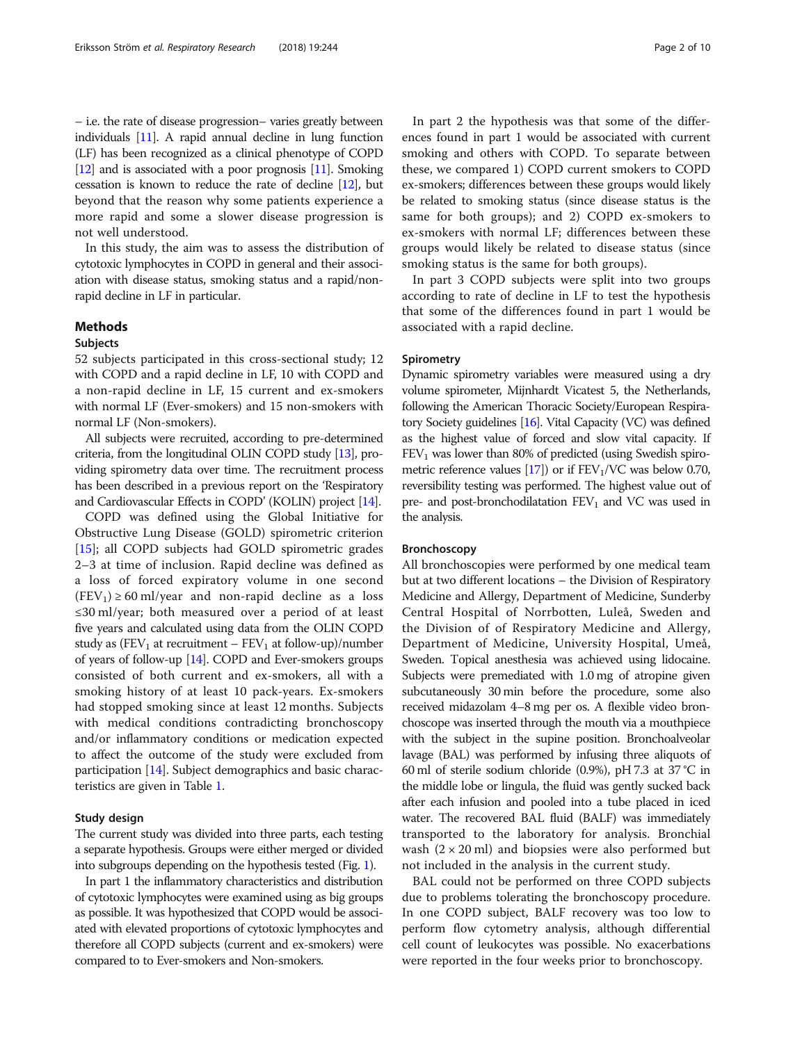– i.e. the rate of disease progression– varies greatly between individuals [11]. A rapid annual decline in lung function (LF) has been recognized as a clinical phenotype of COPD [12] and is associated with a poor prognosis [11]. Smoking cessation is known to reduce the rate of decline [12], but beyond that the reason why some patients experience a more rapid and some a slower disease progression is not well understood.

In this study, the aim was to assess the distribution of cytotoxic lymphocytes in COPD in general and their association with disease status, smoking status and a rapid/non-rapid decline in LF in particular.

## Methods

### Subjects

52 subjects participated in this cross-sectional study; 12 with COPD and a rapid decline in LF, 10 with COPD and a non-rapid decline in LF, 15 current and ex-smokers with normal LF (Ever-smokers) and 15 non-smokers with normal LF (Non-smokers).

All subjects were recruited, according to pre-determined criteria, from the longitudinal OLIN COPD study [13], providing spirometry data over time. The recruitment process has been described in a previous report on the 'Respiratory and Cardiovascular Effects in COPD' (KOLIN) project [14].

COPD was defined using the Global Initiative for Obstructive Lung Disease (GOLD) spirometric criterion [15]; all COPD subjects had GOLD spirometric grades 2–3 at time of inclusion. Rapid decline was defined as a loss of forced expiratory volume in one second ($FEV_1$) ≥ 60 ml/year and non-rapid decline as a loss ≤30 ml/year; both measured over a period of at least five years and calculated using data from the OLIN COPD study as ($FEV_1$ at recruitment – $FEV_1$ at follow-up)/number of years of follow-up [14]. COPD and Ever-smokers groups consisted of both current and ex-smokers, all with a smoking history of at least 10 pack-years. Ex-smokers had stopped smoking since at least 12 months. Subjects with medical conditions contradicting bronchoscopy and/or inflammatory conditions or medication expected to affect the outcome of the study were excluded from participation [14]. Subject demographics and basic characteristics are given in Table 1.

### Study design

The current study was divided into three parts, each testing a separate hypothesis. Groups were either merged or divided into subgroups depending on the hypothesis tested (Fig. 1).

In part 1 the inflammatory characteristics and distribution of cytotoxic lymphocytes were examined using as big groups as possible. It was hypothesized that COPD would be associated with elevated proportions of cytotoxic lymphocytes and therefore all COPD subjects (current and ex-smokers) were compared to to Ever-smokers and Non-smokers.

In part 2 the hypothesis was that some of the differences found in part 1 would be associated with current smoking and others with COPD. To separate between these, we compared 1) COPD current smokers to COPD ex-smokers; differences between these groups would likely be related to smoking status (since disease status is the same for both groups); and 2) COPD ex-smokers to ex-smokers with normal LF; differences between these groups would likely be related to disease status (since smoking status is the same for both groups).

In part 3 COPD subjects were split into two groups according to rate of decline in LF to test the hypothesis that some of the differences found in part 1 would be associated with a rapid decline.

### Spirometry

Dynamic spirometry variables were measured using a dry volume spirometer, Mijnhardt Vicatest 5, the Netherlands, following the American Thoracic Society/European Respiratory Society guidelines [16]. Vital Capacity (VC) was defined as the highest value of forced and slow vital capacity. If $FEV_1$ was lower than 80% of predicted (using Swedish spirometric reference values [17]) or if $FEV_1$/VC was below 0.70, reversibility testing was performed. The highest value out of pre- and post-bronchodilatation $FEV_1$ and VC was used in the analysis.

### Bronchoscopy

All bronchoscopies were performed by one medical team but at two different locations – the Division of Respiratory Medicine and Allergy, Department of Medicine, Sunderby Central Hospital of Norrbotten, Luleå, Sweden and the Division of of Respiratory Medicine and Allergy, Department of Medicine, University Hospital, Umeå, Sweden. Topical anesthesia was achieved using lidocaine. Subjects were premediated with 1.0 mg of atropine given subcutaneously 30 min before the procedure, some also received midazolam 4–8 mg per os. A flexible video bronchoscope was inserted through the mouth via a mouthpiece with the subject in the supine position. Bronchoalveolar lavage (BAL) was performed by infusing three aliquots of 60 ml of sterile sodium chloride (0.9%), pH 7.3 at 37 °C in the middle lobe or lingula, the fluid was gently sucked back after each infusion and pooled into a tube placed in iced water. The recovered BAL fluid (BALF) was immediately transported to the laboratory for analysis. Bronchial wash (2 × 20 ml) and biopsies were also performed but not included in the analysis in the current study.

BAL could not be performed on three COPD subjects due to problems tolerating the bronchoscopy procedure. In one COPD subject, BALF recovery was too low to perform flow cytometry analysis, although differential cell count of leukocytes was possible. No exacerbations were reported in the four weeks prior to bronchoscopy.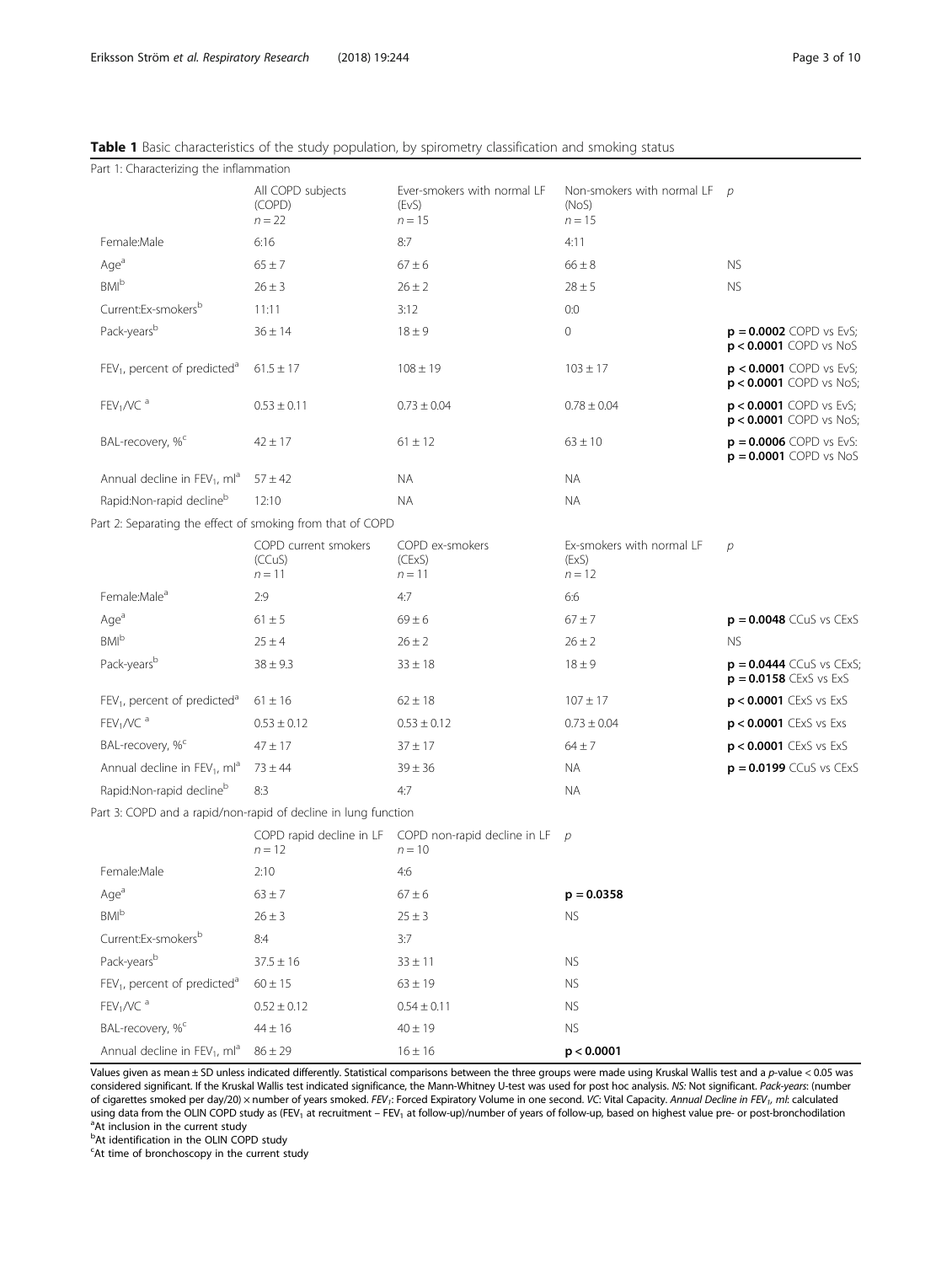**Table 1** Basic characteristics of the study population, by spirometry classification and smoking status

| Part 1: Characterizing the inflammation | | | | |
|---|---|---|---|---|
| | All COPD subjects (COPD) $n = 22$ | Ever-smokers with normal LF (EvS) $n = 15$ | Non-smokers with normal LF (NoS) $n = 15$ | $p$ |
| Female:Male | 6:16 | 8:7 | 4:11 | |
| Age[a] | 65 ± 7 | 67 ± 6 | 66 ± 8 | NS |
| BMI[b] | 26 ± 3 | 26 ± 2 | 28 ± 5 | NS |
| Current:Ex-smokers[b] | 11:11 | 3:12 | 0:0 | |
| Pack-years[b] | 36 ± 14 | 18 ± 9 | 0 | **p = 0.0002** COPD vs EvS; **p < 0.0001** COPD vs NoS |
| $FEV_1$, percent of predicted[a] | 61.5 ± 17 | 108 ± 19 | 103 ± 17 | **p < 0.0001** COPD vs EvS; **p < 0.0001** COPD vs NoS; |
| $FEV_1/VC$ [a] | 0.53 ± 0.11 | 0.73 ± 0.04 | 0.78 ± 0.04 | **p < 0.0001** COPD vs EvS; **p < 0.0001** COPD vs NoS; |
| BAL-recovery, %[c] | 42 ± 17 | 61 ± 12 | 63 ± 10 | **p = 0.0006** COPD vs EvS: **p = 0.0001** COPD vs NoS |
| Annual decline in $FEV_1$, ml[a] | 57 ± 42 | NA | NA | |
| Rapid:Non-rapid decline[b] | 12:10 | NA | NA | |
| **Part 2: Separating the effect of smoking from that of COPD** | | | | |
| | COPD current smokers (CCuS) $n = 11$ | COPD ex-smokers (CExS) $n = 11$ | Ex-smokers with normal LF (ExS) $n = 12$ | $p$ |
| Female:Male[a] | 2:9 | 4:7 | 6:6 | |
| Age[a] | 61 ± 5 | 69 ± 6 | 67 ± 7 | **p = 0.0048** CCuS vs CExS |
| BMI[b] | 25 ± 4 | 26 ± 2 | 26 ± 2 | NS |
| Pack-years[b] | 38 ± 9.3 | 33 ± 18 | 18 ± 9 | **p = 0.0444** CCuS vs CExS; **p = 0.0158** CExS vs ExS |
| $FEV_1$, percent of predicted[a] | 61 ± 16 | 62 ± 18 | 107 ± 17 | **p < 0.0001** CExS vs ExS |
| $FEV_1/VC$ [a] | 0.53 ± 0.12 | 0.53 ± 0.12 | 0.73 ± 0.04 | **p < 0.0001** CExS vs Exs |
| BAL-recovery, %[c] | 47 ± 17 | 37 ± 17 | 64 ± 7 | **p < 0.0001** CExS vs ExS |
| Annual decline in $FEV_1$, ml[a] | 73 ± 44 | 39 ± 36 | NA | **p = 0.0199** CCuS vs CExS |
| Rapid:Non-rapid decline[b] | 8:3 | 4:7 | NA | |
| **Part 3: COPD and a rapid/non-rapid of decline in lung function** | | | | |
| | COPD rapid decline in LF $n = 12$ | COPD non-rapid decline in LF $n = 10$ | $p$ | |
| Female:Male | 2:10 | 4:6 | | |
| Age[a] | 63 ± 7 | 67 ± 6 | **p = 0.0358** | |
| BMI[b] | 26 ± 3 | 25 ± 3 | NS | |
| Current:Ex-smokers[b] | 8:4 | 3:7 | | |
| Pack-years[b] | 37.5 ± 16 | 33 ± 11 | NS | |
| $FEV_1$, percent of predicted[a] | 60 ± 15 | 63 ± 19 | NS | |
| $FEV_1/VC$ [a] | 0.52 ± 0.12 | 0.54 ± 0.11 | NS | |
| BAL-recovery, %[c] | 44 ± 16 | 40 ± 19 | NS | |
| Annual decline in $FEV_1$, ml[a] | 86 ± 29 | 16 ± 16 | **p < 0.0001** | |

Values given as mean ± SD unless indicated differently. Statistical comparisons between the three groups were made using Kruskal Wallis test and a $p$-value < 0.05 was considered significant. If the Kruskal Wallis test indicated significance, the Mann-Whitney U-test was used for post hoc analysis. *NS:* Not significant. *Pack-years*: (number of cigarettes smoked per day/20) × number of years smoked. *$FEV_1$*: Forced Expiratory Volume in one second. *VC*: Vital Capacity. *Annual Decline in $FEV_1$, ml*: calculated using data from the OLIN COPD study as ($FEV_1$ at recruitment – $FEV_1$ at follow-up)/number of years of follow-up, based on highest value pre- or post-bronchodilation

[a]At inclusion in the current study

[b]At identification in the OLIN COPD study

[c]At time of bronchoscopy in the current study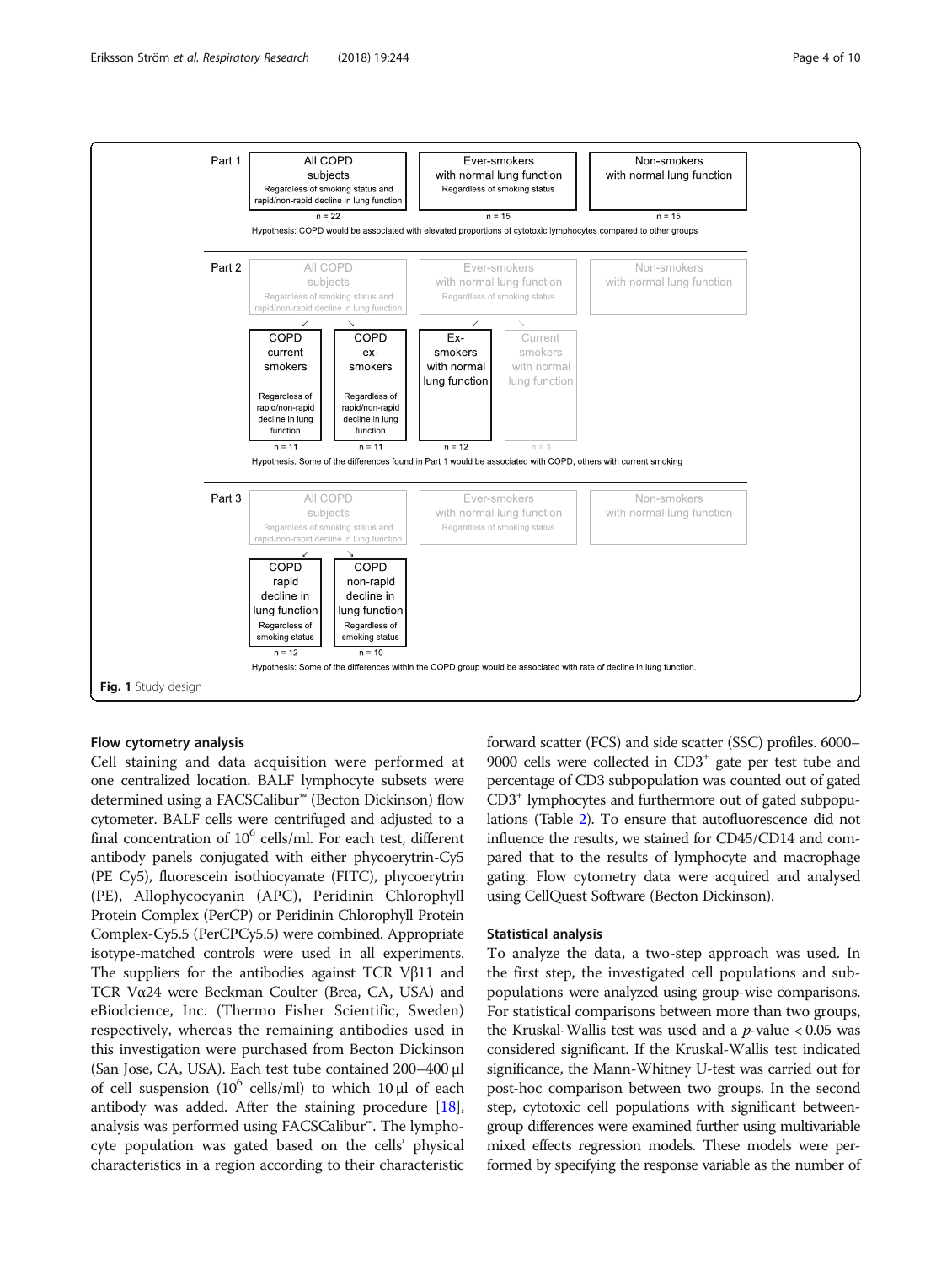Part 1

All COPD subjects
Regardless of smoking status and rapid/non-rapid decline in lung function
n = 22

Ever-smokers with normal lung function
Regardless of smoking status
n = 15

Non-smokers with normal lung function
n = 15

Hypothesis: COPD would be associated with elevated proportions of cytotoxic lymphocytes compared to other groups

Part 2

All COPD subjects
Regardless of smoking status and rapid/non-rapid decline in lung function

Ever-smokers with normal lung function
Regardless of smoking status

Non-smokers with normal lung function

COPD current smokers
Regardless of rapid/non-rapid decline in lung function
n = 11

COPD ex-smokers
Regardless of rapid/non-rapid decline in lung function
n = 11

Ex-smokers with normal lung function
n = 12

Current smokers with normal lung function
n = 3

Hypothesis: Some of the differences found in Part 1 would be associated with COPD, others with current smoking

Part 3

All COPD subjects
Regardless of smoking status and rapid/non-rapid decline in lung function

Ever-smokers with normal lung function
Regardless of smoking status

Non-smokers with normal lung function

COPD rapid decline in lung function
Regardless of smoking status
n = 12

COPD non-rapid decline in lung function
Regardless of smoking status
n = 10

Hypothesis: Some of the differences within the COPD group would be associated with rate of decline in lung function.

**Fig. 1** Study design

### Flow cytometry analysis

Cell staining and data acquisition were performed at one centralized location. BALF lymphocyte subsets were determined using a FACSCalibur™ (Becton Dickinson) flow cytometer. BALF cells were centrifuged and adjusted to a final concentration of $10^6$ cells/ml. For each test, different antibody panels conjugated with either phycoerytrin-Cy5 (PE Cy5), fluorescein isothiocyanate (FITC), phycoerytrin (PE), Allophycocyanin (APC), Peridinin Chlorophyll Protein Complex (PerCP) or Peridinin Chlorophyll Protein Complex-Cy5.5 (PerCPCy5.5) were combined. Appropriate isotype-matched controls were used in all experiments. The suppliers for the antibodies against TCR Vβ11 and TCR Vα24 were Beckman Coulter (Brea, CA, USA) and eBiodcience, Inc. (Thermo Fisher Scientific, Sweden) respectively, whereas the remaining antibodies used in this investigation were purchased from Becton Dickinson (San Jose, CA, USA). Each test tube contained 200–400 μl of cell suspension ($10^6$ cells/ml) to which 10 μl of each antibody was added. After the staining procedure [18], analysis was performed using FACSCalibur™. The lymphocyte population was gated based on the cells' physical characteristics in a region according to their characteristic forward scatter (FCS) and side scatter (SSC) profiles. 6000–9000 cells were collected in $CD3^+$ gate per test tube and percentage of CD3 subpopulation was counted out of gated $CD3^+$ lymphocytes and furthermore out of gated subpopulations (Table 2). To ensure that autofluorescence did not influence the results, we stained for CD45/CD14 and compared that to the results of lymphocyte and macrophage gating. Flow cytometry data were acquired and analysed using CellQuest Software (Becton Dickinson).

### Statistical analysis

To analyze the data, a two-step approach was used. In the first step, the investigated cell populations and subpopulations were analyzed using group-wise comparisons. For statistical comparisons between more than two groups, the Kruskal-Wallis test was used and a $p$-value $< 0.05$ was considered significant. If the Kruskal-Wallis test indicated significance, the Mann-Whitney U-test was carried out for post-hoc comparison between two groups. In the second step, cytotoxic cell populations with significant between-group differences were examined further using multivariable mixed effects regression models. These models were performed by specifying the response variable as the number of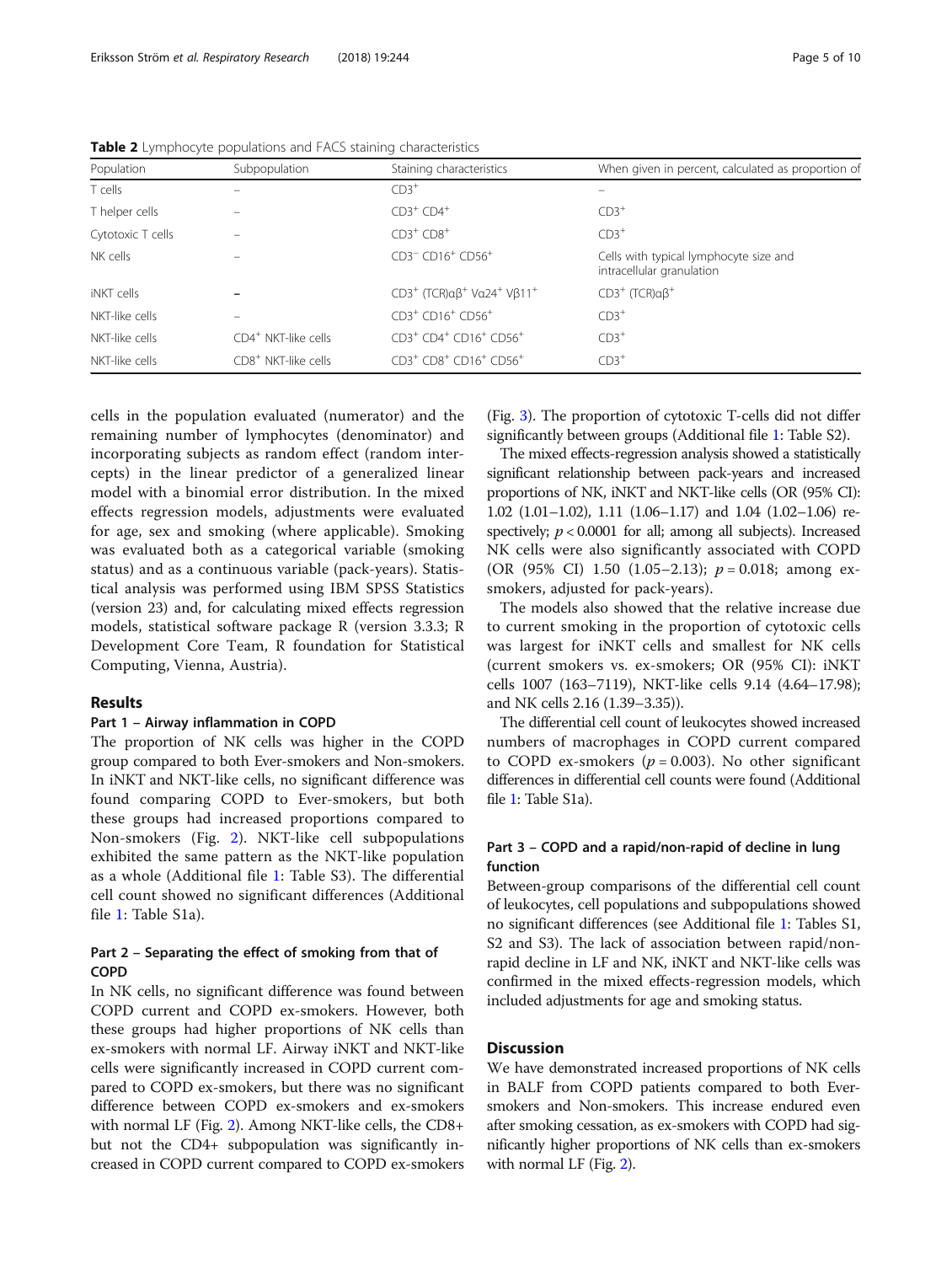**Table 2** Lymphocyte populations and FACS staining characteristics

| Population | Subpopulation | Staining characteristics | When given in percent, calculated as proportion of |
|---|---|---|---|
| T cells | – | $CD3^+$ | – |
| T helper cells | – | $CD3^+$ $CD4^+$ | $CD3^+$ |
| Cytotoxic T cells | – | $CD3^+$ $CD8^+$ | $CD3^+$ |
| NK cells | – | $CD3^-$ $CD16^+$ $CD56^+$ | Cells with typical lymphocyte size and intracellular granulation |
| iNKT cells | – | $CD3^+$ $(TCR)\alpha\beta^+$ $V\alpha24^+$ $V\beta11^+$ | $CD3^+$ $(TCR)\alpha\beta^+$ |
| NKT-like cells | – | $CD3^+$ $CD16^+$ $CD56^+$ | $CD3^+$ |
| NKT-like cells | $CD4^+$ NKT-like cells | $CD3^+$ $CD4^+$ $CD16^+$ $CD56^+$ | $CD3^+$ |
| NKT-like cells | $CD8^+$ NKT-like cells | $CD3^+$ $CD8^+$ $CD16^+$ $CD56^+$ | $CD3^+$ |

cells in the population evaluated (numerator) and the remaining number of lymphocytes (denominator) and incorporating subjects as random effect (random intercepts) in the linear predictor of a generalized linear model with a binomial error distribution. In the mixed effects regression models, adjustments were evaluated for age, sex and smoking (where applicable). Smoking was evaluated both as a categorical variable (smoking status) and as a continuous variable (pack-years). Statistical analysis was performed using IBM SPSS Statistics (version 23) and, for calculating mixed effects regression models, statistical software package R (version 3.3.3; R Development Core Team, R foundation for Statistical Computing, Vienna, Austria).

## Results

### Part 1 – Airway inflammation in COPD

The proportion of NK cells was higher in the COPD group compared to both Ever-smokers and Non-smokers. In iNKT and NKT-like cells, no significant difference was found comparing COPD to Ever-smokers, but both these groups had increased proportions compared to Non-smokers (Fig. 2). NKT-like cell subpopulations exhibited the same pattern as the NKT-like population as a whole (Additional file 1: Table S3). The differential cell count showed no significant differences (Additional file 1: Table S1a).

### Part 2 – Separating the effect of smoking from that of COPD

In NK cells, no significant difference was found between COPD current and COPD ex-smokers. However, both these groups had higher proportions of NK cells than ex-smokers with normal LF. Airway iNKT and NKT-like cells were significantly increased in COPD current compared to COPD ex-smokers, but there was no significant difference between COPD ex-smokers and ex-smokers with normal LF (Fig. 2). Among NKT-like cells, the CD8+ but not the CD4+ subpopulation was significantly increased in COPD current compared to COPD ex-smokers (Fig. 3). The proportion of cytotoxic T-cells did not differ significantly between groups (Additional file 1: Table S2).

The mixed effects-regression analysis showed a statistically significant relationship between pack-years and increased proportions of NK, iNKT and NKT-like cells (OR (95% CI): 1.02 (1.01–1.02), 1.11 (1.06–1.17) and 1.04 (1.02–1.06) respectively; $p < 0.0001$ for all; among all subjects). Increased NK cells were also significantly associated with COPD (OR (95% CI) 1.50 (1.05–2.13); $p = 0.018$; among ex-smokers, adjusted for pack-years).

The models also showed that the relative increase due to current smoking in the proportion of cytotoxic cells was largest for iNKT cells and smallest for NK cells (current smokers vs. ex-smokers; OR (95% CI): iNKT cells 1007 (163–7119), NKT-like cells 9.14 (4.64–17.98); and NK cells 2.16 (1.39–3.35)).

The differential cell count of leukocytes showed increased numbers of macrophages in COPD current compared to COPD ex-smokers ($p = 0.003$). No other significant differences in differential cell counts were found (Additional file 1: Table S1a).

### Part 3 – COPD and a rapid/non-rapid of decline in lung function

Between-group comparisons of the differential cell count of leukocytes, cell populations and subpopulations showed no significant differences (see Additional file 1: Tables S1, S2 and S3). The lack of association between rapid/non-rapid decline in LF and NK, iNKT and NKT-like cells was confirmed in the mixed effects-regression models, which included adjustments for age and smoking status.

## Discussion

We have demonstrated increased proportions of NK cells in BALF from COPD patients compared to both Ever-smokers and Non-smokers. This increase endured even after smoking cessation, as ex-smokers with COPD had significantly higher proportions of NK cells than ex-smokers with normal LF (Fig. 2).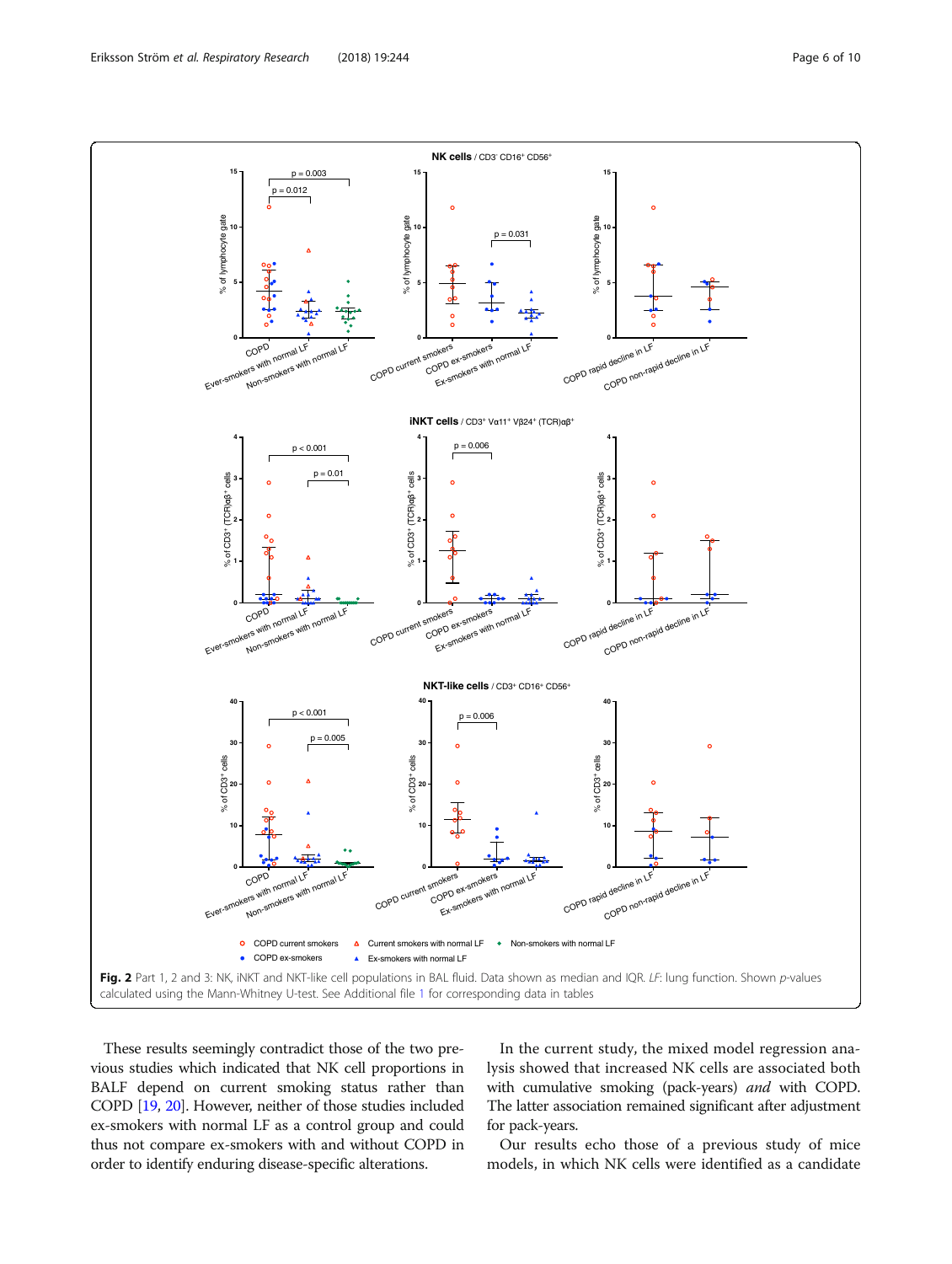Fig. 2 Part 1, 2 and 3: NK, iNKT and NKT-like cell populations in BAL fluid. Data shown as median and IQR. *LF*: lung function. Shown *p*-values calculated using the Mann-Whitney U-test. See Additional file 1 for corresponding data in tables

These results seemingly contradict those of the two previous studies which indicated that NK cell proportions in BALF depend on current smoking status rather than COPD [19, 20]. However, neither of those studies included ex-smokers with normal LF as a control group and could thus not compare ex-smokers with and without COPD in order to identify enduring disease-specific alterations.

In the current study, the mixed model regression analysis showed that increased NK cells are associated both with cumulative smoking (pack-years) *and* with COPD. The latter association remained significant after adjustment for pack-years.

Our results echo those of a previous study of mice models, in which NK cells were identified as a candidate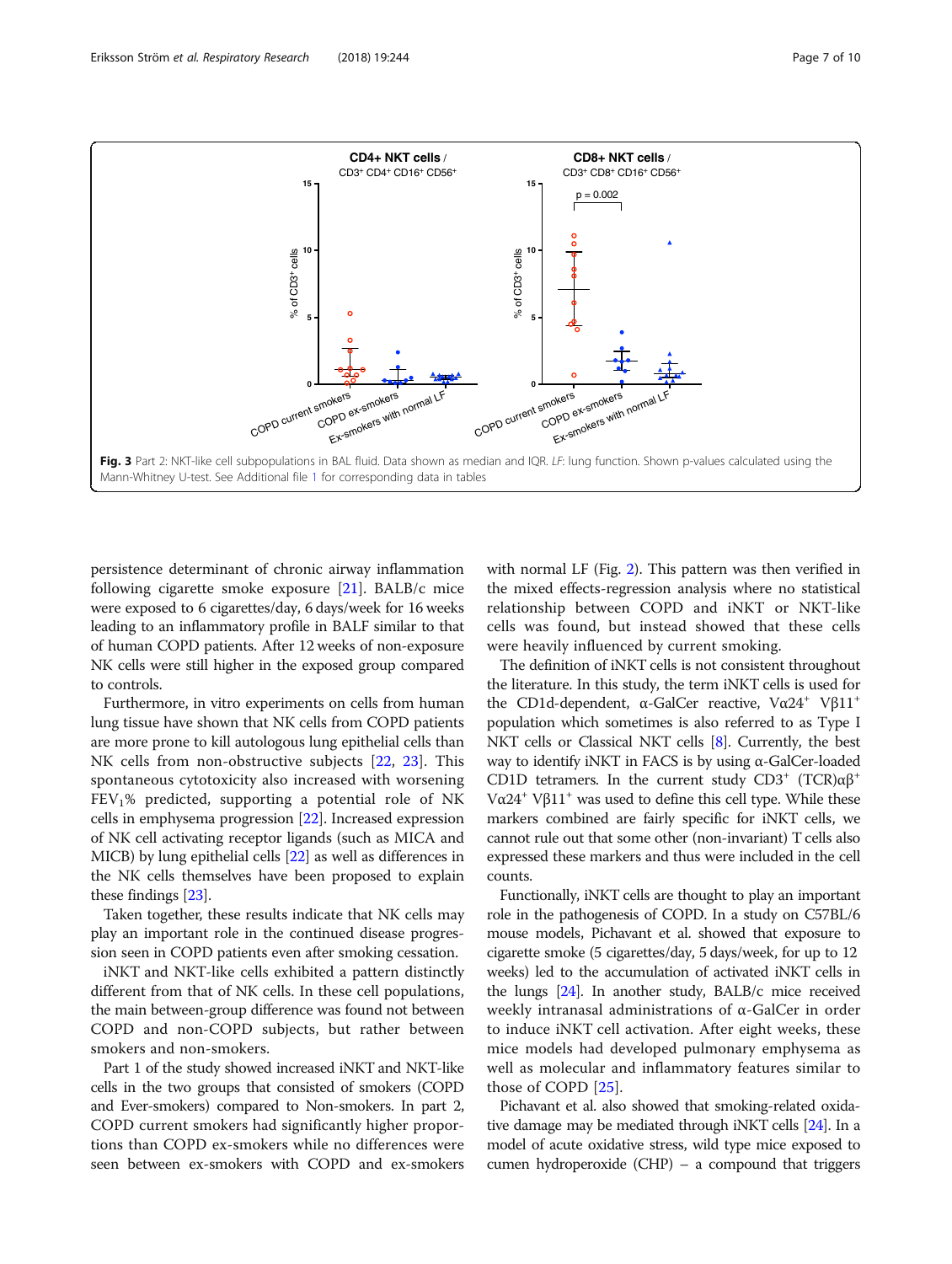CD4+ NKT cells /
CD3+ CD4+ CD16+ CD56+

15
10
5
0

% of CD3+ cells

COPD current smokers
COPD ex-smokers
Ex-smokers with normal LF

CD8+ NKT cells /
CD3+ CD8+ CD16+ CD56+

15
10
5
0

p = 0.002

% of CD3+ cells

COPD current smokers
COPD ex-smokers
Ex-smokers with normal LF

**Fig. 3** Part 2: NKT-like cell subpopulations in BAL fluid. Data shown as median and IQR. *LF*: lung function. Shown p-values calculated using the Mann-Whitney U-test. See Additional file 1 for corresponding data in tables

persistence determinant of chronic airway inflammation following cigarette smoke exposure [21]. BALB/c mice were exposed to 6 cigarettes/day, 6 days/week for 16 weeks leading to an inflammatory profile in BALF similar to that of human COPD patients. After 12 weeks of non-exposure NK cells were still higher in the exposed group compared to controls.

Furthermore, in vitro experiments on cells from human lung tissue have shown that NK cells from COPD patients are more prone to kill autologous lung epithelial cells than NK cells from non-obstructive subjects [22, 23]. This spontaneous cytotoxicity also increased with worsening $FEV_1$% predicted, supporting a potential role of NK cells in emphysema progression [22]. Increased expression of NK cell activating receptor ligands (such as MICA and MICB) by lung epithelial cells [22] as well as differences in the NK cells themselves have been proposed to explain these findings [23].

Taken together, these results indicate that NK cells may play an important role in the continued disease progression seen in COPD patients even after smoking cessation.

iNKT and NKT-like cells exhibited a pattern distinctly different from that of NK cells. In these cell populations, the main between-group difference was found not between COPD and non-COPD subjects, but rather between smokers and non-smokers.

Part 1 of the study showed increased iNKT and NKT-like cells in the two groups that consisted of smokers (COPD and Ever-smokers) compared to Non-smokers. In part 2, COPD current smokers had significantly higher proportions than COPD ex-smokers while no differences were seen between ex-smokers with COPD and ex-smokers with normal LF (Fig. 2). This pattern was then verified in the mixed effects-regression analysis where no statistical relationship between COPD and iNKT or NKT-like cells was found, but instead showed that these cells were heavily influenced by current smoking.

The definition of iNKT cells is not consistent throughout the literature. In this study, the term iNKT cells is used for the CD1d-dependent, α-GalCer reactive, $V\alpha24^+$ $V\beta11^+$ population which sometimes is also referred to as Type I NKT cells or Classical NKT cells [8]. Currently, the best way to identify iNKT in FACS is by using α-GalCer-loaded CD1D tetramers. In the current study $CD3^+$ $(TCR)\alpha\beta^+$ $V\alpha24^+$ $V\beta11^+$ was used to define this cell type. While these markers combined are fairly specific for iNKT cells, we cannot rule out that some other (non-invariant) T cells also expressed these markers and thus were included in the cell counts.

Functionally, iNKT cells are thought to play an important role in the pathogenesis of COPD. In a study on C57BL/6 mouse models, Pichavant et al. showed that exposure to cigarette smoke (5 cigarettes/day, 5 days/week, for up to 12 weeks) led to the accumulation of activated iNKT cells in the lungs [24]. In another study, BALB/c mice received weekly intranasal administrations of α-GalCer in order to induce iNKT cell activation. After eight weeks, these mice models had developed pulmonary emphysema as well as molecular and inflammatory features similar to those of COPD [25].

Pichavant et al. also showed that smoking-related oxidative damage may be mediated through iNKT cells [24]. In a model of acute oxidative stress, wild type mice exposed to cumen hydroperoxide (CHP) – a compound that triggers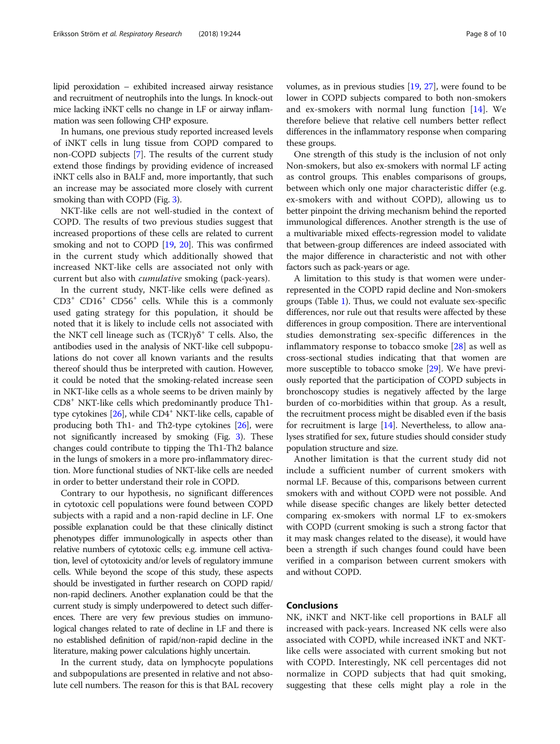lipid peroxidation – exhibited increased airway resistance and recruitment of neutrophils into the lungs. In knock-out mice lacking iNKT cells no change in LF or airway inflammation was seen following CHP exposure.

In humans, one previous study reported increased levels of iNKT cells in lung tissue from COPD compared to non-COPD subjects [7]. The results of the current study extend those findings by providing evidence of increased iNKT cells also in BALF and, more importantly, that such an increase may be associated more closely with current smoking than with COPD (Fig. 3).

NKT-like cells are not well-studied in the context of COPD. The results of two previous studies suggest that increased proportions of these cells are related to current smoking and not to COPD [19, 20]. This was confirmed in the current study which additionally showed that increased NKT-like cells are associated not only with current but also with *cumulative* smoking (pack-years).

In the current study, NKT-like cells were defined as $CD3^{+}$ $CD16^{+}$ $CD56^{+}$ cells. While this is a commonly used gating strategy for this population, it should be noted that it is likely to include cells not associated with the NKT cell lineage such as $(TCR)\gamma\delta^{+}$ T cells. Also, the antibodies used in the analysis of NKT-like cell subpopulations do not cover all known variants and the results thereof should thus be interpreted with caution. However, it could be noted that the smoking-related increase seen in NKT-like cells as a whole seems to be driven mainly by $CD8^{+}$ NKT-like cells which predominantly produce Th1-type cytokines [26], while $CD4^{+}$ NKT-like cells, capable of producing both Th1- and Th2-type cytokines [26], were not significantly increased by smoking (Fig. 3). These changes could contribute to tipping the Th1-Th2 balance in the lungs of smokers in a more pro-inflammatory direction. More functional studies of NKT-like cells are needed in order to better understand their role in COPD.

Contrary to our hypothesis, no significant differences in cytotoxic cell populations were found between COPD subjects with a rapid and a non-rapid decline in LF. One possible explanation could be that these clinically distinct phenotypes differ immunologically in aspects other than relative numbers of cytotoxic cells; e.g. immune cell activation, level of cytotoxicity and/or levels of regulatory immune cells. While beyond the scope of this study, these aspects should be investigated in further research on COPD rapid/non-rapid decliners. Another explanation could be that the current study is simply underpowered to detect such differences. There are very few previous studies on immunological changes related to rate of decline in LF and there is no established definition of rapid/non-rapid decline in the literature, making power calculations highly uncertain.

In the current study, data on lymphocyte populations and subpopulations are presented in relative and not absolute cell numbers. The reason for this is that BAL recovery volumes, as in previous studies [19, 27], were found to be lower in COPD subjects compared to both non-smokers and ex-smokers with normal lung function [14]. We therefore believe that relative cell numbers better reflect differences in the inflammatory response when comparing these groups.

One strength of this study is the inclusion of not only Non-smokers, but also ex-smokers with normal LF acting as control groups. This enables comparisons of groups, between which only one major characteristic differ (e.g. ex-smokers with and without COPD), allowing us to better pinpoint the driving mechanism behind the reported immunological differences. Another strength is the use of a multivariable mixed effects-regression model to validate that between-group differences are indeed associated with the major difference in characteristic and not with other factors such as pack-years or age.

A limitation to this study is that women were under-represented in the COPD rapid decline and Non-smokers groups (Table 1). Thus, we could not evaluate sex-specific differences, nor rule out that results were affected by these differences in group composition. There are interventional studies demonstrating sex-specific differences in the inflammatory response to tobacco smoke [28] as well as cross-sectional studies indicating that that women are more susceptible to tobacco smoke [29]. We have previously reported that the participation of COPD subjects in bronchoscopy studies is negatively affected by the large burden of co-morbidities within that group. As a result, the recruitment process might be disabled even if the basis for recruitment is large [14]. Nevertheless, to allow analyses stratified for sex, future studies should consider study population structure and size.

Another limitation is that the current study did not include a sufficient number of current smokers with normal LF. Because of this, comparisons between current smokers with and without COPD were not possible. And while disease specific changes are likely better detected comparing ex-smokers with normal LF to ex-smokers with COPD (current smoking is such a strong factor that it may mask changes related to the disease), it would have been a strength if such changes found could have been verified in a comparison between current smokers with and without COPD.

## Conclusions

NK, iNKT and NKT-like cell proportions in BALF all increased with pack-years. Increased NK cells were also associated with COPD, while increased iNKT and NKT-like cells were associated with current smoking but not with COPD. Interestingly, NK cell percentages did not normalize in COPD subjects that had quit smoking, suggesting that these cells might play a role in the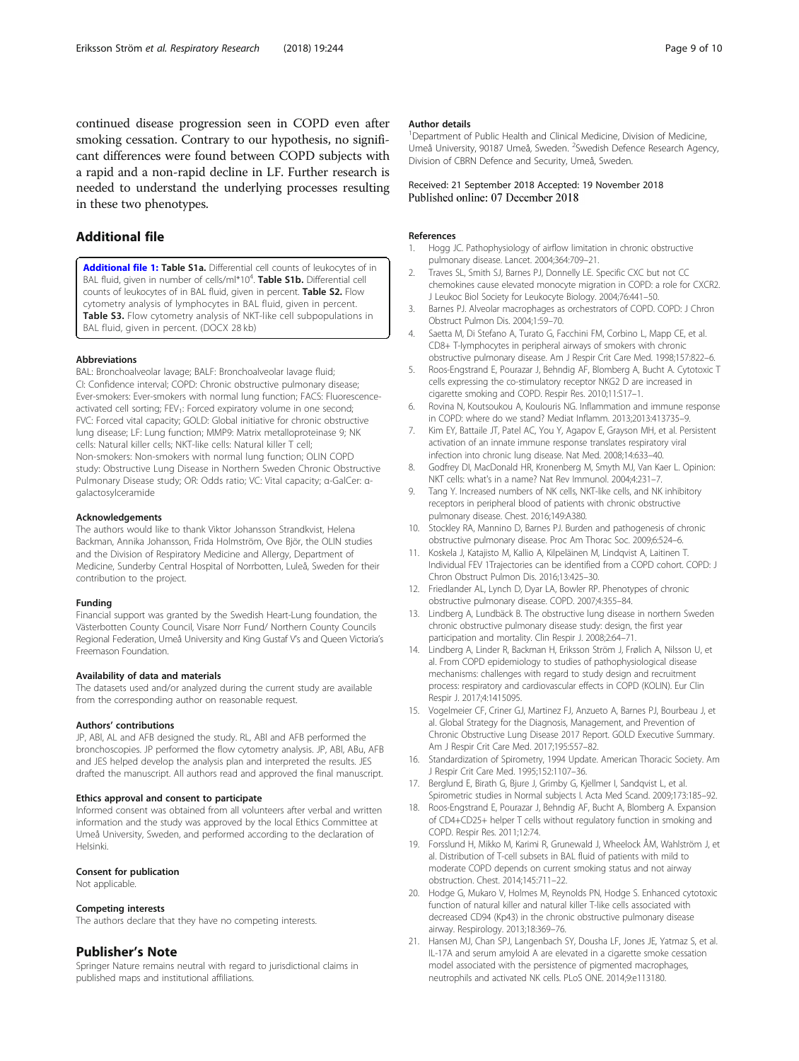continued disease progression seen in COPD even after smoking cessation. Contrary to our hypothesis, no significant differences were found between COPD subjects with a rapid and a non-rapid decline in LF. Further research is needed to understand the underlying processes resulting in these two phenotypes.

## Additional file

**Additional file 1: Table S1a.** Differential cell counts of leukocytes of in BAL fluid, given in number of cells/ml*$10^4$. **Table S1b.** Differential cell counts of leukocytes of in BAL fluid, given in percent. **Table S2.** Flow cytometry analysis of lymphocytes in BAL fluid, given in percent. **Table S3.** Flow cytometry analysis of NKT-like cell subpopulations in BAL fluid, given in percent. (DOCX 28 kb)

#### Abbreviations

BAL: Bronchoalveolar lavage; BALF: Bronchoalveolar lavage fluid; CI: Confidence interval; COPD: Chronic obstructive pulmonary disease; Ever-smokers: Ever-smokers with normal lung function; FACS: Fluorescence-activated cell sorting; $FEV_1$: Forced expiratory volume in one second; FVC: Forced vital capacity; GOLD: Global initiative for chronic obstructive lung disease; LF: Lung function; MMP9: Matrix metalloproteinase 9; NK cells: Natural killer cells; NKT-like cells: Natural killer T cell; Non-smokers: Non-smokers with normal lung function; OLIN COPD study: Obstructive Lung Disease in Northern Sweden Chronic Obstructive Pulmonary Disease study; OR: Odds ratio; VC: Vital capacity; α-GalCer: α-galactosylceramide

#### Acknowledgements

The authors would like to thank Viktor Johansson Strandkvist, Helena Backman, Annika Johansson, Frida Holmström, Ove Björ, the OLIN studies and the Division of Respiratory Medicine and Allergy, Department of Medicine, Sunderby Central Hospital of Norrbotten, Luleå, Sweden for their contribution to the project.

#### Funding

Financial support was granted by the Swedish Heart-Lung foundation, the Västerbotten County Council, Visare Norr Fund/ Northern County Councils Regional Federation, Umeå University and King Gustaf V's and Queen Victoria's Freemason Foundation.

#### Availability of data and materials

The datasets used and/or analyzed during the current study are available from the corresponding author on reasonable request.

#### Authors' contributions

JP, ABl, AL and AFB designed the study. RL, ABl and AFB performed the bronchoscopies. JP performed the flow cytometry analysis. JP, ABl, ABu, AFB and JES helped develop the analysis plan and interpreted the results. JES drafted the manuscript. All authors read and approved the final manuscript.

#### Ethics approval and consent to participate

Informed consent was obtained from all volunteers after verbal and written information and the study was approved by the local Ethics Committee at Umeå University, Sweden, and performed according to the declaration of Helsinki.

#### Consent for publication

Not applicable.

#### Competing interests

The authors declare that they have no competing interests.

## Publisher's Note

Springer Nature remains neutral with regard to jurisdictional claims in published maps and institutional affiliations.

#### Author details

[1]Department of Public Health and Clinical Medicine, Division of Medicine, Umeå University, 90187 Umeå, Sweden. [2]Swedish Defence Research Agency, Division of CBRN Defence and Security, Umeå, Sweden.

Received: 21 September 2018 Accepted: 19 November 2018
Published online: 07 December 2018

#### References

1. Hogg JC. Pathophysiology of airflow limitation in chronic obstructive pulmonary disease. Lancet. 2004;364:709–21.
2. Traves SL, Smith SJ, Barnes PJ, Donnelly LE. Specific CXC but not CC chemokines cause elevated monocyte migration in COPD: a role for CXCR2. J Leukoc Biol Society for Leukocyte Biology. 2004;76:441–50.
3. Barnes PJ. Alveolar macrophages as orchestrators of COPD. COPD: J Chron Obstruct Pulmon Dis. 2004;1:59–70.
4. Saetta M, Di Stefano A, Turato G, Facchini FM, Corbino L, Mapp CE, et al. CD8+ T-lymphocytes in peripheral airways of smokers with chronic obstructive pulmonary disease. Am J Respir Crit Care Med. 1998;157:822–6.
5. Roos-Engstrand E, Pourazar J, Behndig AF, Blomberg A, Bucht A. Cytotoxic T cells expressing the co-stimulatory receptor NKG2 D are increased in cigarette smoking and COPD. Respir Res. 2010;11:S17–1.
6. Rovina N, Koutsoukou A, Koulouris NG. Inflammation and immune response in COPD: where do we stand? Mediat Inflamm. 2013;2013:413735–9.
7. Kim EY, Battaile JT, Patel AC, You Y, Agapov E, Grayson MH, et al. Persistent activation of an innate immune response translates respiratory viral infection into chronic lung disease. Nat Med. 2008;14:633–40.
8. Godfrey DI, MacDonald HR, Kronenberg M, Smyth MJ, Van Kaer L. Opinion: NKT cells: what's in a name? Nat Rev Immunol. 2004;4:231–7.
9. Tang Y. Increased numbers of NK cells, NKT-like cells, and NK inhibitory receptors in peripheral blood of patients with chronic obstructive pulmonary disease. Chest. 2016;149:A380.
10. Stockley RA, Mannino D, Barnes PJ. Burden and pathogenesis of chronic obstructive pulmonary disease. Proc Am Thorac Soc. 2009;6:524–6.
11. Koskela J, Katajisto M, Kallio A, Kilpeläinen M, Lindqvist A, Laitinen T. Individual FEV 1Trajectories can be identified from a COPD cohort. COPD: J Chron Obstruct Pulmon Dis. 2016;13:425–30.
12. Friedlander AL, Lynch D, Dyar LA, Bowler RP. Phenotypes of chronic obstructive pulmonary disease. COPD. 2007;4:355–84.
13. Lindberg A, Lundbäck B. The obstructive lung disease in northern Sweden chronic obstructive pulmonary disease study: design, the first year participation and mortality. Clin Respir J. 2008;2:64–71.
14. Lindberg A, Linder R, Backman H, Eriksson Ström J, Frølich A, Nilsson U, et al. From COPD epidemiology to studies of pathophysiological disease mechanisms: challenges with regard to study design and recruitment process: respiratory and cardiovascular effects in COPD (KOLIN). Eur Clin Respir J. 2017;4:1415095.
15. Vogelmeier CF, Criner GJ, Martinez FJ, Anzueto A, Barnes PJ, Bourbeau J, et al. Global Strategy for the Diagnosis, Management, and Prevention of Chronic Obstructive Lung Disease 2017 Report. GOLD Executive Summary. Am J Respir Crit Care Med. 2017;195:557–82.
16. Standardization of Spirometry, 1994 Update. American Thoracic Society. Am J Respir Crit Care Med. 1995;152:1107–36.
17. Berglund E, Birath G, Bjure J, Grimby G, Kjellmer I, Sandqvist L, et al. Spirometric studies in Normal subjects I. Acta Med Scand. 2009;173:185–92.
18. Roos-Engstrand E, Pourazar J, Behndig AF, Bucht A, Blomberg A. Expansion of CD4+CD25+ helper T cells without regulatory function in smoking and COPD. Respir Res. 2011;12:74.
19. Forsslund H, Mikko M, Karimi R, Grunewald J, Wheelock ÅM, Wahlström J, et al. Distribution of T-cell subsets in BAL fluid of patients with mild to moderate COPD depends on current smoking status and not airway obstruction. Chest. 2014;145:711–22.
20. Hodge G, Mukaro V, Holmes M, Reynolds PN, Hodge S. Enhanced cytotoxic function of natural killer and natural killer T-like cells associated with decreased CD94 (Kp43) in the chronic obstructive pulmonary disease airway. Respirology. 2013;18:369–76.
21. Hansen MJ, Chan SPJ, Langenbach SY, Dousha LF, Jones JE, Yatmaz S, et al. IL-17A and serum amyloid A are elevated in a cigarette smoke cessation model associated with the persistence of pigmented macrophages, neutrophils and activated NK cells. PLoS ONE. 2014;9:e113180.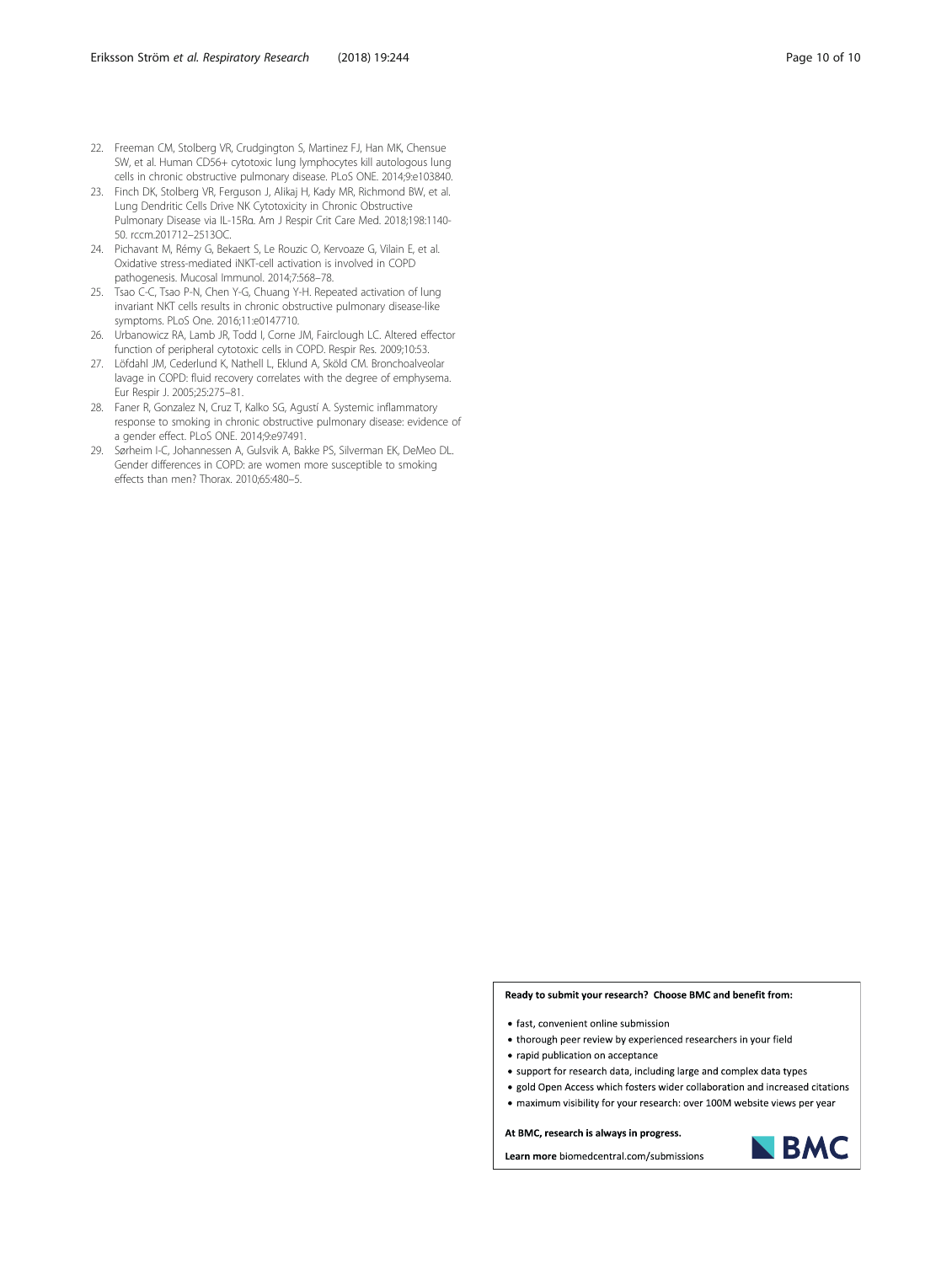22. Freeman CM, Stolberg VR, Crudgington S, Martinez FJ, Han MK, Chensue SW, et al. Human CD56+ cytotoxic lung lymphocytes kill autologous lung cells in chronic obstructive pulmonary disease. PLoS ONE. 2014;9:e103840.
23. Finch DK, Stolberg VR, Ferguson J, Alikaj H, Kady MR, Richmond BW, et al. Lung Dendritic Cells Drive NK Cytotoxicity in Chronic Obstructive Pulmonary Disease via IL-15Rα. Am J Respir Crit Care Med. 2018;198:1140-50. rccm.201712–2513OC.
24. Pichavant M, Rémy G, Bekaert S, Le Rouzic O, Kervoaze G, Vilain E, et al. Oxidative stress-mediated iNKT-cell activation is involved in COPD pathogenesis. Mucosal Immunol. 2014;7:568–78.
25. Tsao C-C, Tsao P-N, Chen Y-G, Chuang Y-H. Repeated activation of lung invariant NKT cells results in chronic obstructive pulmonary disease-like symptoms. PLoS One. 2016;11:e0147710.
26. Urbanowicz RA, Lamb JR, Todd I, Corne JM, Fairclough LC. Altered effector function of peripheral cytotoxic cells in COPD. Respir Res. 2009;10:53.
27. Löfdahl JM, Cederlund K, Nathell L, Eklund A, Sköld CM. Bronchoalveolar lavage in COPD: fluid recovery correlates with the degree of emphysema. Eur Respir J. 2005;25:275–81.
28. Faner R, Gonzalez N, Cruz T, Kalko SG, Agustí A. Systemic inflammatory response to smoking in chronic obstructive pulmonary disease: evidence of a gender effect. PLoS ONE. 2014;9:e97491.
29. Sørheim I-C, Johannessen A, Gulsvik A, Bakke PS, Silverman EK, DeMeo DL. Gender differences in COPD: are women more susceptible to smoking effects than men? Thorax. 2010;65:480–5.

**Ready to submit your research? Choose BMC and benefit from:**

- fast, convenient online submission
- thorough peer review by experienced researchers in your field
- rapid publication on acceptance
- support for research data, including large and complex data types
- gold Open Access which fosters wider collaboration and increased citations
- maximum visibility for your research: over 100M website views per year

**At BMC, research is always in progress.**

**Learn more** biomedcentral.com/submissions

BMC